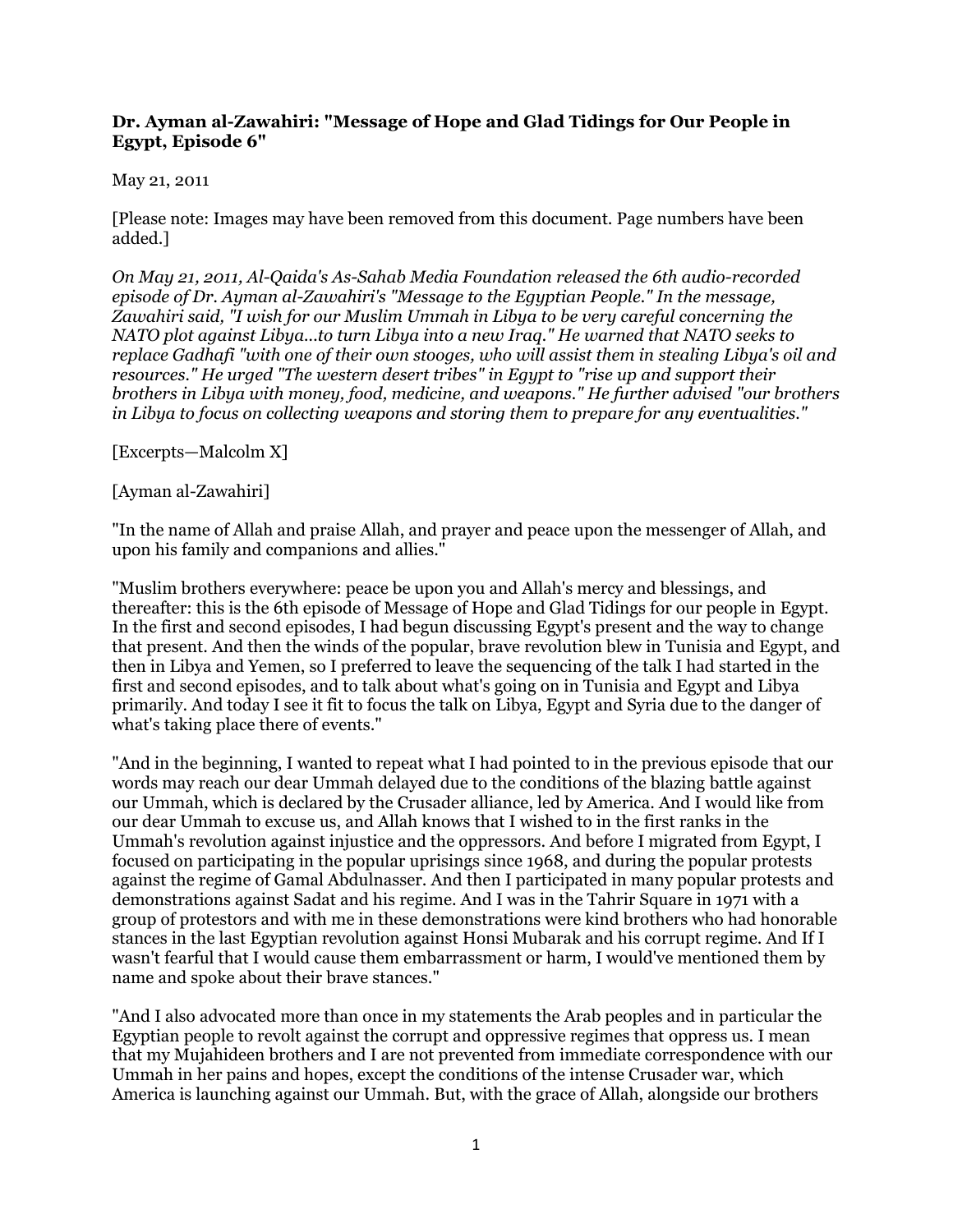**Dr. Ayman al-Zawahiri: "Message of Hope and Glad Tidings for Our People in Egypt, Episode 6"**

May 21, 2011

[Please note: Images may have been removed from this document. Page numbers have been added.]

*On May 21, 2011, Al-Qaida's As-Sahab Media Foundation released the 6th audio-recorded episode of Dr. Ayman al-Zawahiri's "Message to the Egyptian People." In the message, Zawahiri said, "I wish for our Muslim Ummah in Libya to be very careful concerning the NATO plot against Libya...to turn Libya into a new Iraq." He warned that NATO seeks to replace Gadhafi "with one of their own stooges, who will assist them in stealing Libya's oil and resources." He urged "The western desert tribes" in Egypt to "rise up and support their brothers in Libya with money, food, medicine, and weapons." He further advised "our brothers in Libya to focus on collecting weapons and storing them to prepare for any eventualities."*

[Excerpts—Malcolm X]

[Ayman al-Zawahiri]

"In the name of Allah and praise Allah, and prayer and peace upon the messenger of Allah, and upon his family and companions and allies."

"Muslim brothers everywhere: peace be upon you and Allah's mercy and blessings, and thereafter: this is the 6th episode of Message of Hope and Glad Tidings for our people in Egypt. In the first and second episodes, I had begun discussing Egypt's present and the way to change that present. And then the winds of the popular, brave revolution blew in Tunisia and Egypt, and then in Libya and Yemen, so I preferred to leave the sequencing of the talk I had started in the first and second episodes, and to talk about what's going on in Tunisia and Egypt and Libya primarily. And today I see it fit to focus the talk on Libya, Egypt and Syria due to the danger of what's taking place there of events."

"And in the beginning, I wanted to repeat what I had pointed to in the previous episode that our words may reach our dear Ummah delayed due to the conditions of the blazing battle against our Ummah, which is declared by the Crusader alliance, led by America. And I would like from our dear Ummah to excuse us, and Allah knows that I wished to in the first ranks in the Ummah's revolution against injustice and the oppressors. And before I migrated from Egypt, I focused on participating in the popular uprisings since 1968, and during the popular protests against the regime of Gamal Abdulnasser. And then I participated in many popular protests and demonstrations against Sadat and his regime. And I was in the Tahrir Square in 1971 with a group of protestors and with me in these demonstrations were kind brothers who had honorable stances in the last Egyptian revolution against Honsi Mubarak and his corrupt regime. And If I wasn't fearful that I would cause them embarrassment or harm, I would've mentioned them by name and spoke about their brave stances."

"And I also advocated more than once in my statements the Arab peoples and in particular the Egyptian people to revolt against the corrupt and oppressive regimes that oppress us. I mean that my Mujahideen brothers and I are not prevented from immediate correspondence with our Ummah in her pains and hopes, except the conditions of the intense Crusader war, which America is launching against our Ummah. But, with the grace of Allah, alongside our brothers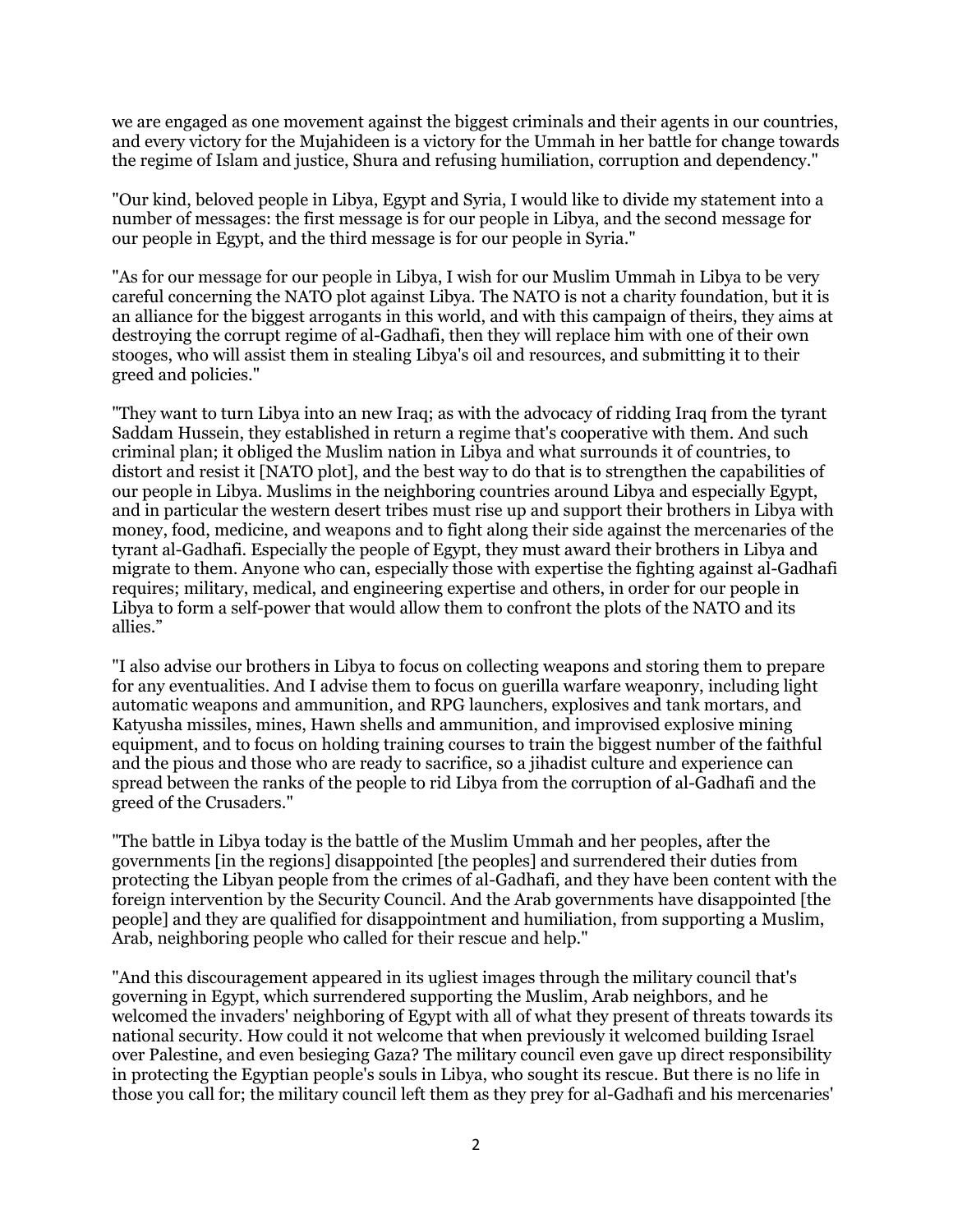we are engaged as one movement against the biggest criminals and their agents in our countries, and every victory for the Mujahideen is a victory for the Ummah in her battle for change towards the regime of Islam and justice, Shura and refusing humiliation, corruption and dependency."

"Our kind, beloved people in Libya, Egypt and Syria, I would like to divide my statement into a number of messages: the first message is for our people in Libya, and the second message for our people in Egypt, and the third message is for our people in Syria."

"As for our message for our people in Libya, I wish for our Muslim Ummah in Libya to be very careful concerning the NATO plot against Libya. The NATO is not a charity foundation, but it is an alliance for the biggest arrogants in this world, and with this campaign of theirs, they aims at destroying the corrupt regime of al-Gadhafi, then they will replace him with one of their own stooges, who will assist them in stealing Libya's oil and resources, and submitting it to their greed and policies."

"They want to turn Libya into an new Iraq; as with the advocacy of ridding Iraq from the tyrant Saddam Hussein, they established in return a regime that's cooperative with them. And such criminal plan; it obliged the Muslim nation in Libya and what surrounds it of countries, to distort and resist it [NATO plot], and the best way to do that is to strengthen the capabilities of our people in Libya. Muslims in the neighboring countries around Libya and especially Egypt, and in particular the western desert tribes must rise up and support their brothers in Libya with money, food, medicine, and weapons and to fight along their side against the mercenaries of the tyrant al-Gadhafi. Especially the people of Egypt, they must award their brothers in Libya and migrate to them. Anyone who can, especially those with expertise the fighting against al-Gadhafi requires; military, medical, and engineering expertise and others, in order for our people in Libya to form a self-power that would allow them to confront the plots of the NATO and its allies."

"I also advise our brothers in Libya to focus on collecting weapons and storing them to prepare for any eventualities. And I advise them to focus on guerilla warfare weaponry, including light automatic weapons and ammunition, and RPG launchers, explosives and tank mortars, and Katyusha missiles, mines, Hawn shells and ammunition, and improvised explosive mining equipment, and to focus on holding training courses to train the biggest number of the faithful and the pious and those who are ready to sacrifice, so a jihadist culture and experience can spread between the ranks of the people to rid Libya from the corruption of al-Gadhafi and the greed of the Crusaders."

"The battle in Libya today is the battle of the Muslim Ummah and her peoples, after the governments [in the regions] disappointed [the peoples] and surrendered their duties from protecting the Libyan people from the crimes of al-Gadhafi, and they have been content with the foreign intervention by the Security Council. And the Arab governments have disappointed [the people] and they are qualified for disappointment and humiliation, from supporting a Muslim, Arab, neighboring people who called for their rescue and help."

"And this discouragement appeared in its ugliest images through the military council that's governing in Egypt, which surrendered supporting the Muslim, Arab neighbors, and he welcomed the invaders' neighboring of Egypt with all of what they present of threats towards its national security. How could it not welcome that when previously it welcomed building Israel over Palestine, and even besieging Gaza? The military council even gave up direct responsibility in protecting the Egyptian people's souls in Libya, who sought its rescue. But there is no life in those you call for; the military council left them as they prey for al-Gadhafi and his mercenaries'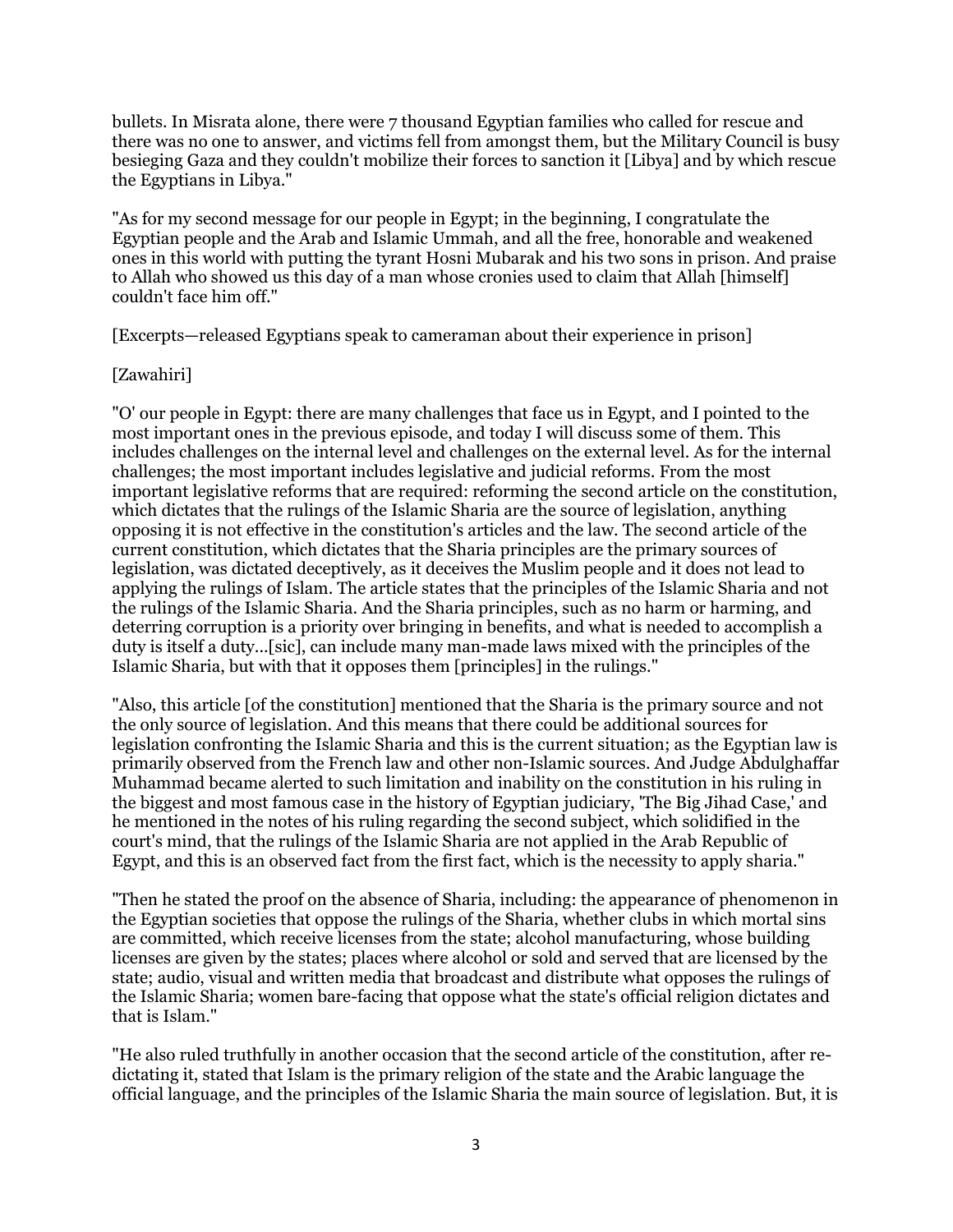bullets. In Misrata alone, there were 7 thousand Egyptian families who called for rescue and there was no one to answer, and victims fell from amongst them, but the Military Council is busy besieging Gaza and they couldn't mobilize their forces to sanction it [Libya] and by which rescue the Egyptians in Libya."

"As for my second message for our people in Egypt; in the beginning, I congratulate the Egyptian people and the Arab and Islamic Ummah, and all the free, honorable and weakened ones in this world with putting the tyrant Hosni Mubarak and his two sons in prison. And praise to Allah who showed us this day of a man whose cronies used to claim that Allah [himself] couldn't face him off."

[Excerpts—released Egyptians speak to cameraman about their experience in prison]

[Zawahiri]

"O' our people in Egypt: there are many challenges that face us in Egypt, and I pointed to the most important ones in the previous episode, and today I will discuss some of them. This includes challenges on the internal level and challenges on the external level. As for the internal challenges; the most important includes legislative and judicial reforms. From the most important legislative reforms that are required: reforming the second article on the constitution, which dictates that the rulings of the Islamic Sharia are the source of legislation, anything opposing it is not effective in the constitution's articles and the law. The second article of the current constitution, which dictates that the Sharia principles are the primary sources of legislation, was dictated deceptively, as it deceives the Muslim people and it does not lead to applying the rulings of Islam. The article states that the principles of the Islamic Sharia and not the rulings of the Islamic Sharia. And the Sharia principles, such as no harm or harming, and deterring corruption is a priority over bringing in benefits, and what is needed to accomplish a duty is itself a duty...[sic], can include many man-made laws mixed with the principles of the Islamic Sharia, but with that it opposes them [principles] in the rulings."

"Also, this article [of the constitution] mentioned that the Sharia is the primary source and not the only source of legislation. And this means that there could be additional sources for legislation confronting the Islamic Sharia and this is the current situation; as the Egyptian law is primarily observed from the French law and other non-Islamic sources. And Judge Abdulghaffar Muhammad became alerted to such limitation and inability on the constitution in his ruling in the biggest and most famous case in the history of Egyptian judiciary, 'The Big Jihad Case,' and he mentioned in the notes of his ruling regarding the second subject, which solidified in the court's mind, that the rulings of the Islamic Sharia are not applied in the Arab Republic of Egypt, and this is an observed fact from the first fact, which is the necessity to apply sharia."

"Then he stated the proof on the absence of Sharia, including: the appearance of phenomenon in the Egyptian societies that oppose the rulings of the Sharia, whether clubs in which mortal sins are committed, which receive licenses from the state; alcohol manufacturing, whose building licenses are given by the states; places where alcohol or sold and served that are licensed by the state; audio, visual and written media that broadcast and distribute what opposes the rulings of the Islamic Sharia; women bare-facing that oppose what the state's official religion dictates and that is Islam."

"He also ruled truthfully in another occasion that the second article of the constitution, after re-dictating it, stated that Islam is the primary religion of the state and the Arabic language the official language, and the principles of the Islamic Sharia the main source of legislation. But, it is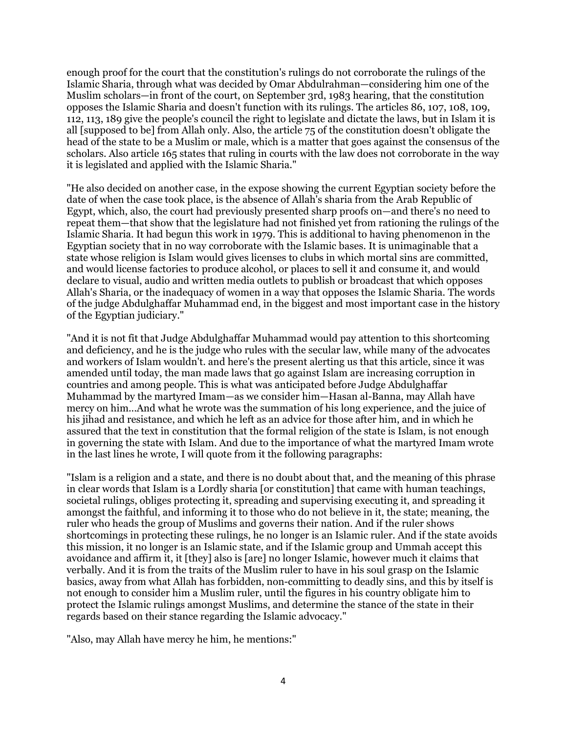enough proof for the court that the constitution's rulings do not corroborate the rulings of the Islamic Sharia, through what was decided by Omar Abdulrahman—considering him one of the Muslim scholars—in front of the court, on September 3rd, 1983 hearing, that the constitution opposes the Islamic Sharia and doesn't function with its rulings. The articles 86, 107, 108, 109, 112, 113, 189 give the people's council the right to legislate and dictate the laws, but in Islam it is all [supposed to be] from Allah only. Also, the article 75 of the constitution doesn't obligate the head of the state to be a Muslim or male, which is a matter that goes against the consensus of the scholars. Also article 165 states that ruling in courts with the law does not corroborate in the way it is legislated and applied with the Islamic Sharia."

"He also decided on another case, in the expose showing the current Egyptian society before the date of when the case took place, is the absence of Allah's sharia from the Arab Republic of Egypt, which, also, the court had previously presented sharp proofs on—and there's no need to repeat them—that show that the legislature had not finished yet from rationing the rulings of the Islamic Sharia. It had begun this work in 1979. This is additional to having phenomenon in the Egyptian society that in no way corroborate with the Islamic bases. It is unimaginable that a state whose religion is Islam would gives licenses to clubs in which mortal sins are committed, and would license factories to produce alcohol, or places to sell it and consume it, and would declare to visual, audio and written media outlets to publish or broadcast that which opposes Allah's Sharia, or the inadequacy of women in a way that opposes the Islamic Sharia. The words of the judge Abdulghaffar Muhammad end, in the biggest and most important case in the history of the Egyptian judiciary."

"And it is not fit that Judge Abdulghaffar Muhammad would pay attention to this shortcoming and deficiency, and he is the judge who rules with the secular law, while many of the advocates and workers of Islam wouldn't. and here's the present alerting us that this article, since it was amended until today, the man made laws that go against Islam are increasing corruption in countries and among people. This is what was anticipated before Judge Abdulghaffar Muhammad by the martyred Imam—as we consider him—Hasan al-Banna, may Allah have mercy on him...And what he wrote was the summation of his long experience, and the juice of his jihad and resistance, and which he left as an advice for those after him, and in which he assured that the text in constitution that the formal religion of the state is Islam, is not enough in governing the state with Islam. And due to the importance of what the martyred Imam wrote in the last lines he wrote, I will quote from it the following paragraphs:

"Islam is a religion and a state, and there is no doubt about that, and the meaning of this phrase in clear words that Islam is a Lordly sharia [or constitution] that came with human teachings, societal rulings, obliges protecting it, spreading and supervising executing it, and spreading it amongst the faithful, and informing it to those who do not believe in it, the state; meaning, the ruler who heads the group of Muslims and governs their nation. And if the ruler shows shortcomings in protecting these rulings, he no longer is an Islamic ruler. And if the state avoids this mission, it no longer is an Islamic state, and if the Islamic group and Ummah accept this avoidance and affirm it, it [they] also is [are] no longer Islamic, however much it claims that verbally. And it is from the traits of the Muslim ruler to have in his soul grasp on the Islamic basics, away from what Allah has forbidden, non-committing to deadly sins, and this by itself is not enough to consider him a Muslim ruler, until the figures in his country obligate him to protect the Islamic rulings amongst Muslims, and determine the stance of the state in their regards based on their stance regarding the Islamic advocacy."

"Also, may Allah have mercy he him, he mentions:"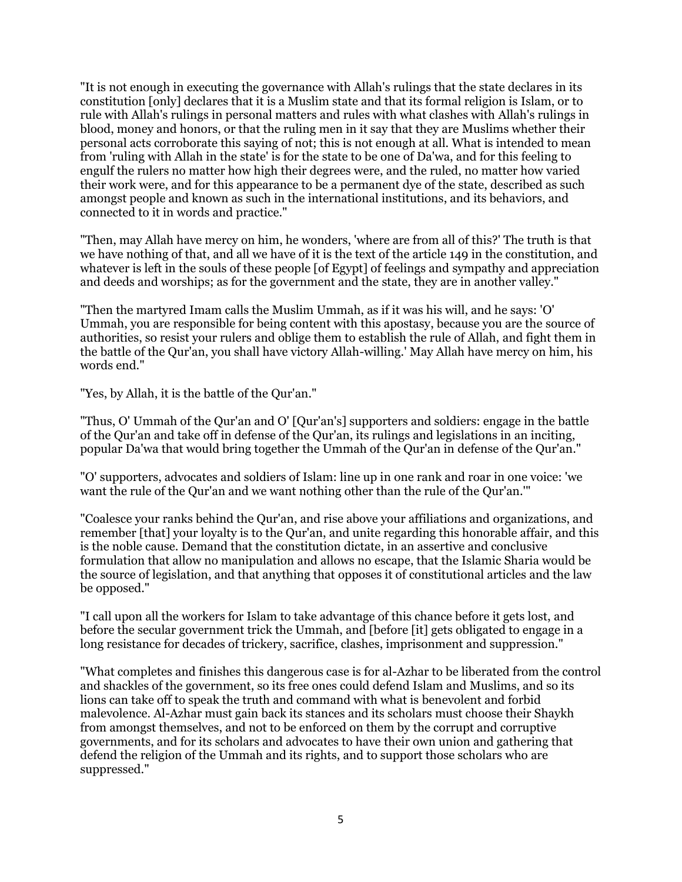"It is not enough in executing the governance with Allah's rulings that the state declares in its constitution [only] declares that it is a Muslim state and that its formal religion is Islam, or to rule with Allah's rulings in personal matters and rules with what clashes with Allah's rulings in blood, money and honors, or that the ruling men in it say that they are Muslims whether their personal acts corroborate this saying of not; this is not enough at all. What is intended to mean from 'ruling with Allah in the state' is for the state to be one of Da'wa, and for this feeling to engulf the rulers no matter how high their degrees were, and the ruled, no matter how varied their work were, and for this appearance to be a permanent dye of the state, described as such amongst people and known as such in the international institutions, and its behaviors, and connected to it in words and practice."

"Then, may Allah have mercy on him, he wonders, 'where are from all of this?' The truth is that we have nothing of that, and all we have of it is the text of the article 149 in the constitution, and whatever is left in the souls of these people [of Egypt] of feelings and sympathy and appreciation and deeds and worships; as for the government and the state, they are in another valley."

"Then the martyred Imam calls the Muslim Ummah, as if it was his will, and he says: 'O' Ummah, you are responsible for being content with this apostasy, because you are the source of authorities, so resist your rulers and oblige them to establish the rule of Allah, and fight them in the battle of the Qur'an, you shall have victory Allah-willing.' May Allah have mercy on him, his words end."

"Yes, by Allah, it is the battle of the Qur'an."

"Thus, O' Ummah of the Qur'an and O' [Qur'an's] supporters and soldiers: engage in the battle of the Qur'an and take off in defense of the Qur'an, its rulings and legislations in an inciting, popular Da'wa that would bring together the Ummah of the Qur'an in defense of the Qur'an."

"O' supporters, advocates and soldiers of Islam: line up in one rank and roar in one voice: 'we want the rule of the Qur'an and we want nothing other than the rule of the Qur'an.'"

"Coalesce your ranks behind the Qur'an, and rise above your affiliations and organizations, and remember [that] your loyalty is to the Qur'an, and unite regarding this honorable affair, and this is the noble cause. Demand that the constitution dictate, in an assertive and conclusive formulation that allow no manipulation and allows no escape, that the Islamic Sharia would be the source of legislation, and that anything that opposes it of constitutional articles and the law be opposed."

"I call upon all the workers for Islam to take advantage of this chance before it gets lost, and before the secular government trick the Ummah, and [before [it] gets obligated to engage in a long resistance for decades of trickery, sacrifice, clashes, imprisonment and suppression."

"What completes and finishes this dangerous case is for al-Azhar to be liberated from the control and shackles of the government, so its free ones could defend Islam and Muslims, and so its lions can take off to speak the truth and command with what is benevolent and forbid malevolence. Al-Azhar must gain back its stances and its scholars must choose their Shaykh from amongst themselves, and not to be enforced on them by the corrupt and corruptive governments, and for its scholars and advocates to have their own union and gathering that defend the religion of the Ummah and its rights, and to support those scholars who are suppressed."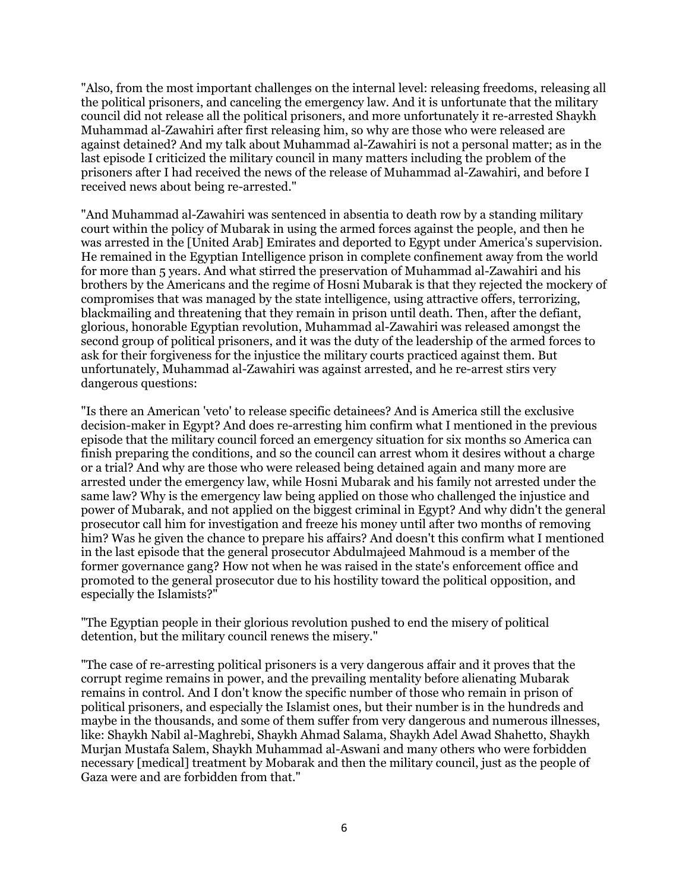"Also, from the most important challenges on the internal level: releasing freedoms, releasing all the political prisoners, and canceling the emergency law. And it is unfortunate that the military council did not release all the political prisoners, and more unfortunately it re-arrested Shaykh Muhammad al-Zawahiri after first releasing him, so why are those who were released are against detained? And my talk about Muhammad al-Zawahiri is not a personal matter; as in the last episode I criticized the military council in many matters including the problem of the prisoners after I had received the news of the release of Muhammad al-Zawahiri, and before I received news about being re-arrested."

"And Muhammad al-Zawahiri was sentenced in absentia to death row by a standing military court within the policy of Mubarak in using the armed forces against the people, and then he was arrested in the [United Arab] Emirates and deported to Egypt under America's supervision. He remained in the Egyptian Intelligence prison in complete confinement away from the world for more than 5 years. And what stirred the preservation of Muhammad al-Zawahiri and his brothers by the Americans and the regime of Hosni Mubarak is that they rejected the mockery of compromises that was managed by the state intelligence, using attractive offers, terrorizing, blackmailing and threatening that they remain in prison until death. Then, after the defiant, glorious, honorable Egyptian revolution, Muhammad al-Zawahiri was released amongst the second group of political prisoners, and it was the duty of the leadership of the armed forces to ask for their forgiveness for the injustice the military courts practiced against them. But unfortunately, Muhammad al-Zawahiri was against arrested, and he re-arrest stirs very dangerous questions:

"Is there an American 'veto' to release specific detainees? And is America still the exclusive decision-maker in Egypt? And does re-arresting him confirm what I mentioned in the previous episode that the military council forced an emergency situation for six months so America can finish preparing the conditions, and so the council can arrest whom it desires without a charge or a trial? And why are those who were released being detained again and many more are arrested under the emergency law, while Hosni Mubarak and his family not arrested under the same law? Why is the emergency law being applied on those who challenged the injustice and power of Mubarak, and not applied on the biggest criminal in Egypt? And why didn't the general prosecutor call him for investigation and freeze his money until after two months of removing him? Was he given the chance to prepare his affairs? And doesn't this confirm what I mentioned in the last episode that the general prosecutor Abdulmajeed Mahmoud is a member of the former governance gang? How not when he was raised in the state's enforcement office and promoted to the general prosecutor due to his hostility toward the political opposition, and especially the Islamists?"

"The Egyptian people in their glorious revolution pushed to end the misery of political detention, but the military council renews the misery."

"The case of re-arresting political prisoners is a very dangerous affair and it proves that the corrupt regime remains in power, and the prevailing mentality before alienating Mubarak remains in control. And I don't know the specific number of those who remain in prison of political prisoners, and especially the Islamist ones, but their number is in the hundreds and maybe in the thousands, and some of them suffer from very dangerous and numerous illnesses, like: Shaykh Nabil al-Maghrebi, Shaykh Ahmad Salama, Shaykh Adel Awad Shahetto, Shaykh Murjan Mustafa Salem, Shaykh Muhammad al-Aswani and many others who were forbidden necessary [medical] treatment by Mobarak and then the military council, just as the people of Gaza were and are forbidden from that."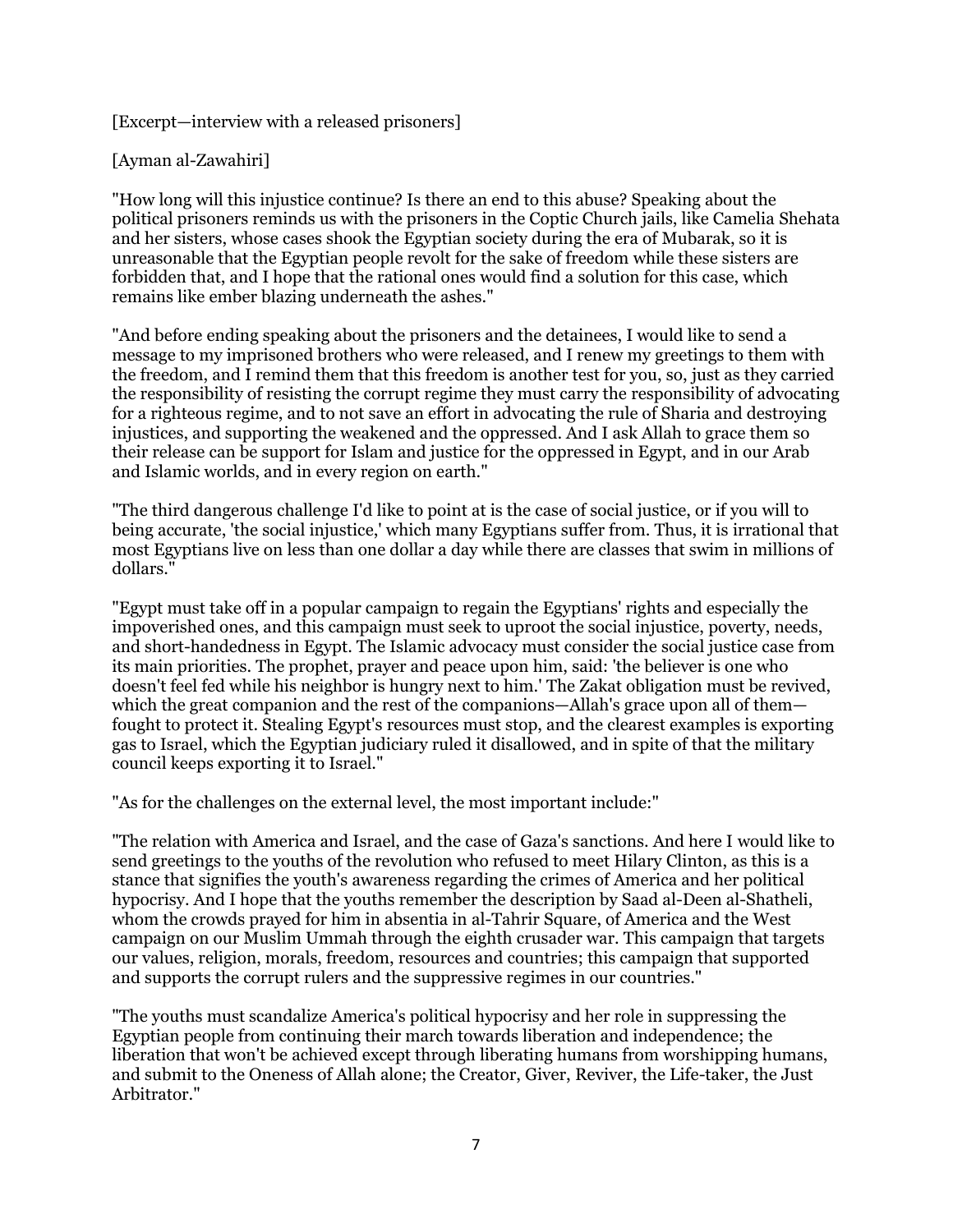[Excerpt—interview with a released prisoners]

[Ayman al-Zawahiri]

"How long will this injustice continue? Is there an end to this abuse? Speaking about the political prisoners reminds us with the prisoners in the Coptic Church jails, like Camelia Shehata and her sisters, whose cases shook the Egyptian society during the era of Mubarak, so it is unreasonable that the Egyptian people revolt for the sake of freedom while these sisters are forbidden that, and I hope that the rational ones would find a solution for this case, which remains like ember blazing underneath the ashes."

"And before ending speaking about the prisoners and the detainees, I would like to send a message to my imprisoned brothers who were released, and I renew my greetings to them with the freedom, and I remind them that this freedom is another test for you, so, just as they carried the responsibility of resisting the corrupt regime they must carry the responsibility of advocating for a righteous regime, and to not save an effort in advocating the rule of Sharia and destroying injustices, and supporting the weakened and the oppressed. And I ask Allah to grace them so their release can be support for Islam and justice for the oppressed in Egypt, and in our Arab and Islamic worlds, and in every region on earth."

"The third dangerous challenge I'd like to point at is the case of social justice, or if you will to being accurate, 'the social injustice,' which many Egyptians suffer from. Thus, it is irrational that most Egyptians live on less than one dollar a day while there are classes that swim in millions of dollars."

"Egypt must take off in a popular campaign to regain the Egyptians' rights and especially the impoverished ones, and this campaign must seek to uproot the social injustice, poverty, needs, and short-handedness in Egypt. The Islamic advocacy must consider the social justice case from its main priorities. The prophet, prayer and peace upon him, said: 'the believer is one who doesn't feel fed while his neighbor is hungry next to him.' The Zakat obligation must be revived, which the great companion and the rest of the companions—Allah's grace upon all of them—fought to protect it. Stealing Egypt's resources must stop, and the clearest examples is exporting gas to Israel, which the Egyptian judiciary ruled it disallowed, and in spite of that the military council keeps exporting it to Israel."

"As for the challenges on the external level, the most important include:"

"The relation with America and Israel, and the case of Gaza's sanctions. And here I would like to send greetings to the youths of the revolution who refused to meet Hilary Clinton, as this is a stance that signifies the youth's awareness regarding the crimes of America and her political hypocrisy. And I hope that the youths remember the description by Saad al-Deen al-Shatheli, whom the crowds prayed for him in absentia in al-Tahrir Square, of America and the West campaign on our Muslim Ummah through the eighth crusader war. This campaign that targets our values, religion, morals, freedom, resources and countries; this campaign that supported and supports the corrupt rulers and the suppressive regimes in our countries."

"The youths must scandalize America's political hypocrisy and her role in suppressing the Egyptian people from continuing their march towards liberation and independence; the liberation that won't be achieved except through liberating humans from worshipping humans, and submit to the Oneness of Allah alone; the Creator, Giver, Reviver, the Life-taker, the Just Arbitrator."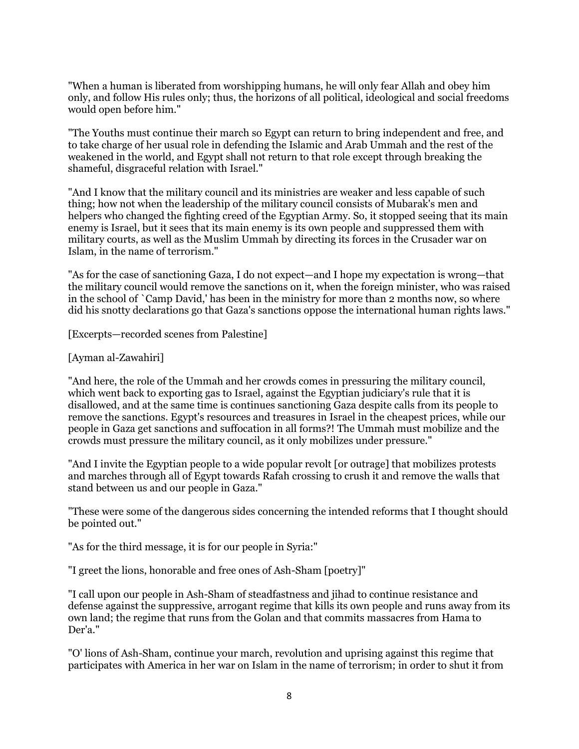"When a human is liberated from worshipping humans, he will only fear Allah and obey him only, and follow His rules only; thus, the horizons of all political, ideological and social freedoms would open before him."

"The Youths must continue their march so Egypt can return to bring independent and free, and to take charge of her usual role in defending the Islamic and Arab Ummah and the rest of the weakened in the world, and Egypt shall not return to that role except through breaking the shameful, disgraceful relation with Israel."

"And I know that the military council and its ministries are weaker and less capable of such thing; how not when the leadership of the military council consists of Mubarak's men and helpers who changed the fighting creed of the Egyptian Army. So, it stopped seeing that its main enemy is Israel, but it sees that its main enemy is its own people and suppressed them with military courts, as well as the Muslim Ummah by directing its forces in the Crusader war on Islam, in the name of terrorism."

"As for the case of sanctioning Gaza, I do not expect—and I hope my expectation is wrong—that the military council would remove the sanctions on it, when the foreign minister, who was raised in the school of `Camp David,' has been in the ministry for more than 2 months now, so where did his snotty declarations go that Gaza's sanctions oppose the international human rights laws."

[Excerpts—recorded scenes from Palestine]

[Ayman al-Zawahiri]

"And here, the role of the Ummah and her crowds comes in pressuring the military council, which went back to exporting gas to Israel, against the Egyptian judiciary's rule that it is disallowed, and at the same time is continues sanctioning Gaza despite calls from its people to remove the sanctions. Egypt's resources and treasures in Israel in the cheapest prices, while our people in Gaza get sanctions and suffocation in all forms?! The Ummah must mobilize and the crowds must pressure the military council, as it only mobilizes under pressure."

"And I invite the Egyptian people to a wide popular revolt [or outrage] that mobilizes protests and marches through all of Egypt towards Rafah crossing to crush it and remove the walls that stand between us and our people in Gaza."

"These were some of the dangerous sides concerning the intended reforms that I thought should be pointed out."

"As for the third message, it is for our people in Syria:"

"I greet the lions, honorable and free ones of Ash-Sham [poetry]"

"I call upon our people in Ash-Sham of steadfastness and jihad to continue resistance and defense against the suppressive, arrogant regime that kills its own people and runs away from its own land; the regime that runs from the Golan and that commits massacres from Hama to Der'a."

"O' lions of Ash-Sham, continue your march, revolution and uprising against this regime that participates with America in her war on Islam in the name of terrorism; in order to shut it from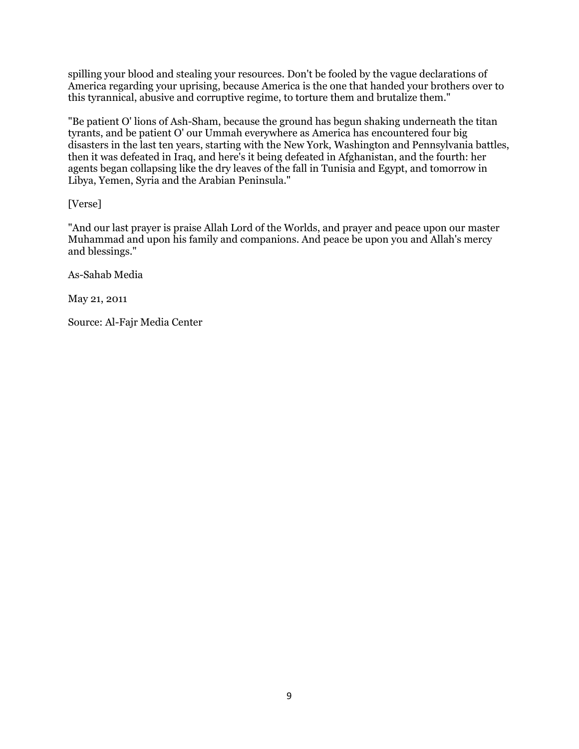spilling your blood and stealing your resources. Don't be fooled by the vague declarations of America regarding your uprising, because America is the one that handed your brothers over to this tyrannical, abusive and corruptive regime, to torture them and brutalize them."

"Be patient O' lions of Ash-Sham, because the ground has begun shaking underneath the titan tyrants, and be patient O' our Ummah everywhere as America has encountered four big disasters in the last ten years, starting with the New York, Washington and Pennsylvania battles, then it was defeated in Iraq, and here's it being defeated in Afghanistan, and the fourth: her agents began collapsing like the dry leaves of the fall in Tunisia and Egypt, and tomorrow in Libya, Yemen, Syria and the Arabian Peninsula."

[Verse]

"And our last prayer is praise Allah Lord of the Worlds, and prayer and peace upon our master Muhammad and upon his family and companions. And peace be upon you and Allah's mercy and blessings."

As-Sahab Media

May 21, 2011

Source: Al-Fajr Media Center